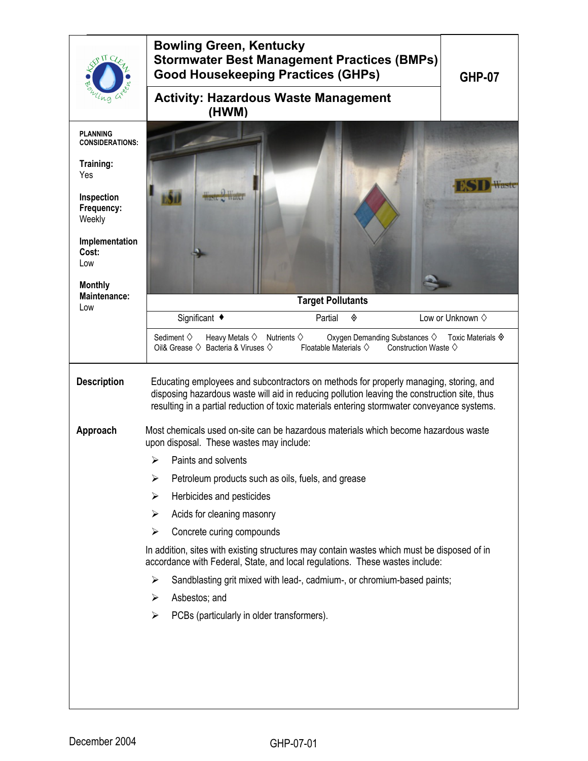# Bowling Green, Kentucky
# Stormwater Best Management Practices (BMPs)
# Good Housekeeping Practices (GHPs)

**GHP-07**

## Activity: Hazardous Waste Management (HWM)

**PLANNING CONSIDERATIONS:**

**Training:**
Yes

**Inspection Frequency:**
Weekly

**Implementation Cost:**
Low

**Monthly Maintenance:**
Low

**Target Pollutants**

Significant ♦ Partial ◈ Low or Unknown ◊

Sediment ◊ Heavy Metals ◊ Nutrients ◊ Oxygen Demanding Substances ◊ Toxic Materials ◈
Oil& Grease ◊ Bacteria & Viruses ◊ Floatable Materials ◊ Construction Waste ◊

**Description**

Educating employees and subcontractors on methods for properly managing, storing, and disposing hazardous waste will aid in reducing pollution leaving the construction site, thus resulting in a partial reduction of toxic materials entering stormwater conveyance systems.

**Approach**

Most chemicals used on-site can be hazardous materials which become hazardous waste upon disposal. These wastes may include:

- Paints and solvents
- Petroleum products such as oils, fuels, and grease
- Herbicides and pesticides
- Acids for cleaning masonry
- Concrete curing compounds

In addition, sites with existing structures may contain wastes which must be disposed of in accordance with Federal, State, and local regulations. These wastes include:

- Sandblasting grit mixed with lead-, cadmium-, or chromium-based paints;
- Asbestos; and
- PCBs (particularly in older transformers).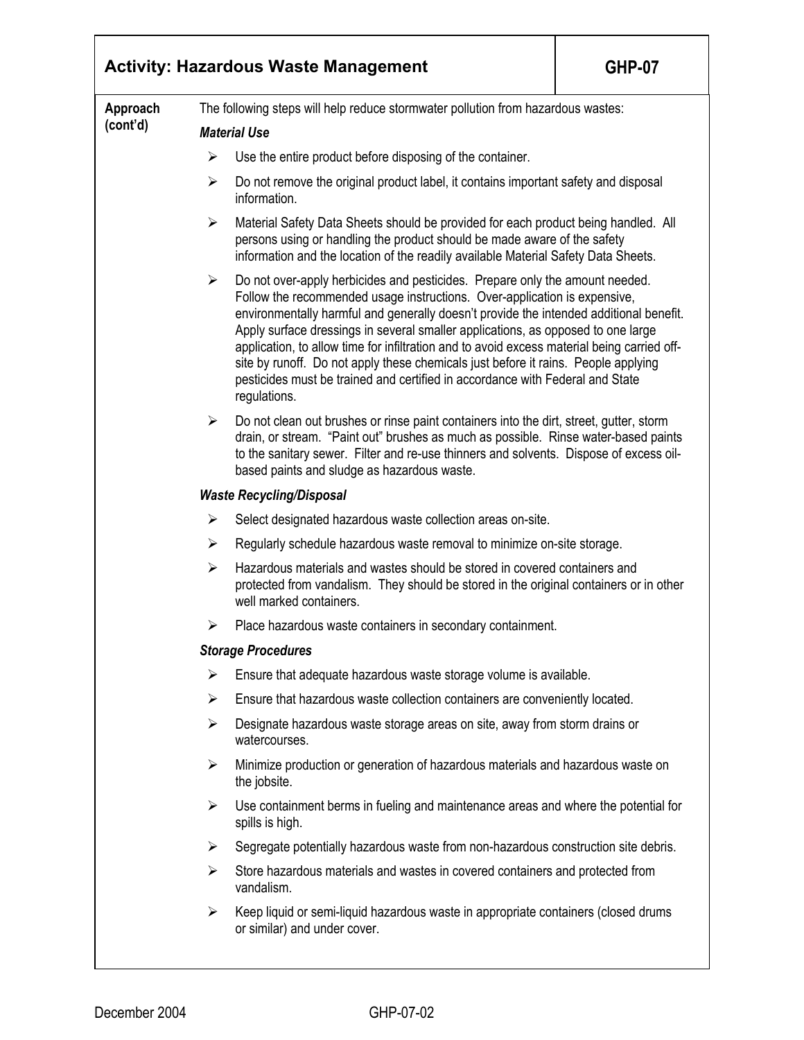## Activity: Hazardous Waste Management — GHP-07

**Approach (cont'd)**

The following steps will help reduce stormwater pollution from hazardous wastes:

***Material Use***

- Use the entire product before disposing of the container.
- Do not remove the original product label, it contains important safety and disposal information.
- Material Safety Data Sheets should be provided for each product being handled. All persons using or handling the product should be made aware of the safety information and the location of the readily available Material Safety Data Sheets.
- Do not over-apply herbicides and pesticides. Prepare only the amount needed. Follow the recommended usage instructions. Over-application is expensive, environmentally harmful and generally doesn't provide the intended additional benefit. Apply surface dressings in several smaller applications, as opposed to one large application, to allow time for infiltration and to avoid excess material being carried off-site by runoff. Do not apply these chemicals just before it rains. People applying pesticides must be trained and certified in accordance with Federal and State regulations.
- Do not clean out brushes or rinse paint containers into the dirt, street, gutter, storm drain, or stream. "Paint out" brushes as much as possible. Rinse water-based paints to the sanitary sewer. Filter and re-use thinners and solvents. Dispose of excess oil-based paints and sludge as hazardous waste.

***Waste Recycling/Disposal***

- Select designated hazardous waste collection areas on-site.
- Regularly schedule hazardous waste removal to minimize on-site storage.
- Hazardous materials and wastes should be stored in covered containers and protected from vandalism. They should be stored in the original containers or in other well marked containers.
- Place hazardous waste containers in secondary containment.

***Storage Procedures***

- Ensure that adequate hazardous waste storage volume is available.
- Ensure that hazardous waste collection containers are conveniently located.
- Designate hazardous waste storage areas on site, away from storm drains or watercourses.
- Minimize production or generation of hazardous materials and hazardous waste on the jobsite.
- Use containment berms in fueling and maintenance areas and where the potential for spills is high.
- Segregate potentially hazardous waste from non-hazardous construction site debris.
- Store hazardous materials and wastes in covered containers and protected from vandalism.
- Keep liquid or semi-liquid hazardous waste in appropriate containers (closed drums or similar) and under cover.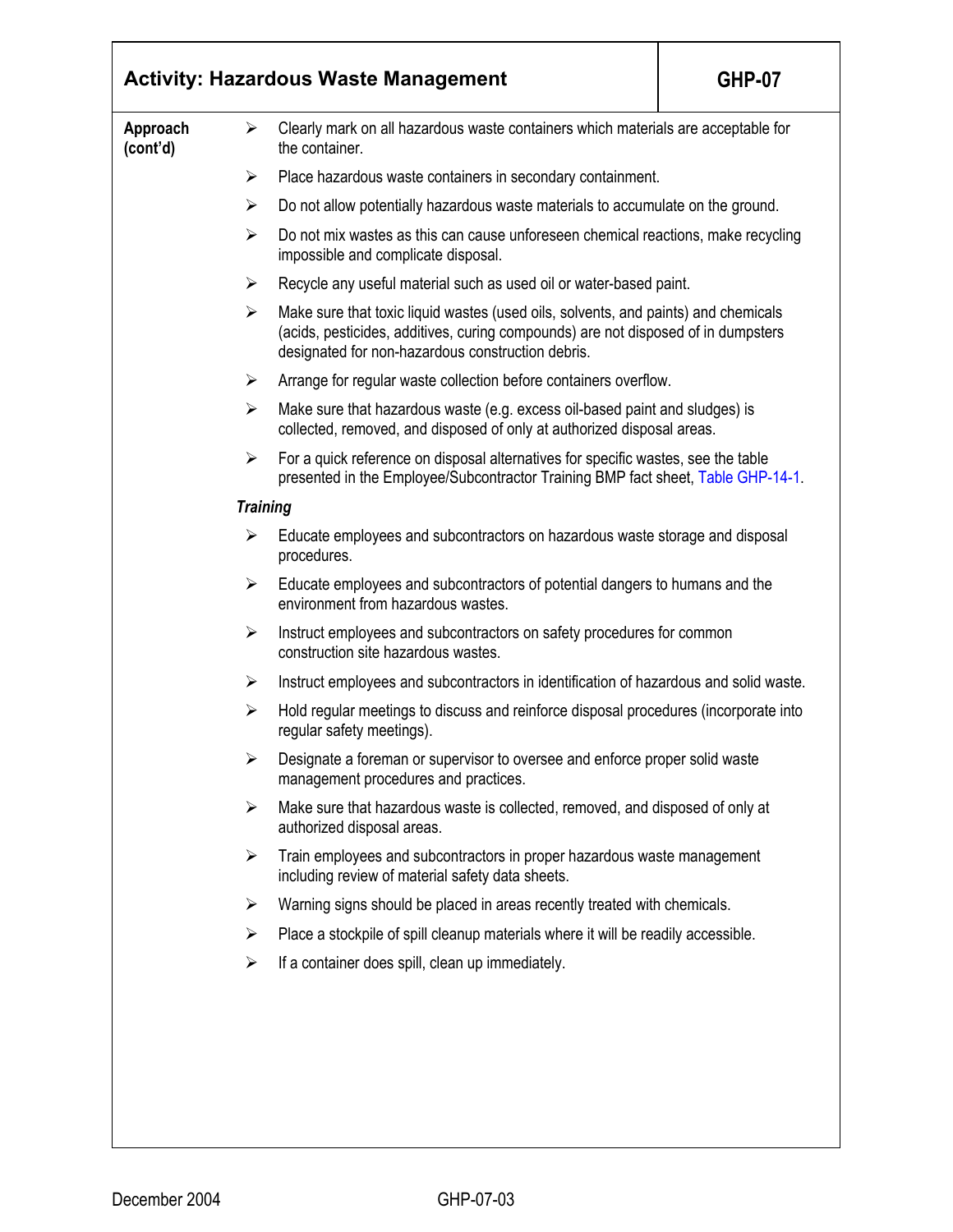## Activity: Hazardous Waste Management — GHP-07

**Approach (cont'd)**

- Clearly mark on all hazardous waste containers which materials are acceptable for the container.
- Place hazardous waste containers in secondary containment.
- Do not allow potentially hazardous waste materials to accumulate on the ground.
- Do not mix wastes as this can cause unforeseen chemical reactions, make recycling impossible and complicate disposal.
- Recycle any useful material such as used oil or water-based paint.
- Make sure that toxic liquid wastes (used oils, solvents, and paints) and chemicals (acids, pesticides, additives, curing compounds) are not disposed of in dumpsters designated for non-hazardous construction debris.
- Arrange for regular waste collection before containers overflow.
- Make sure that hazardous waste (e.g. excess oil-based paint and sludges) is collected, removed, and disposed of only at authorized disposal areas.
- For a quick reference on disposal alternatives for specific wastes, see the table presented in the Employee/Subcontractor Training BMP fact sheet, Table GHP-14-1.

***Training***

- Educate employees and subcontractors on hazardous waste storage and disposal procedures.
- Educate employees and subcontractors of potential dangers to humans and the environment from hazardous wastes.
- Instruct employees and subcontractors on safety procedures for common construction site hazardous wastes.
- Instruct employees and subcontractors in identification of hazardous and solid waste.
- Hold regular meetings to discuss and reinforce disposal procedures (incorporate into regular safety meetings).
- Designate a foreman or supervisor to oversee and enforce proper solid waste management procedures and practices.
- Make sure that hazardous waste is collected, removed, and disposed of only at authorized disposal areas.
- Train employees and subcontractors in proper hazardous waste management including review of material safety data sheets.
- Warning signs should be placed in areas recently treated with chemicals.
- Place a stockpile of spill cleanup materials where it will be readily accessible.
- If a container does spill, clean up immediately.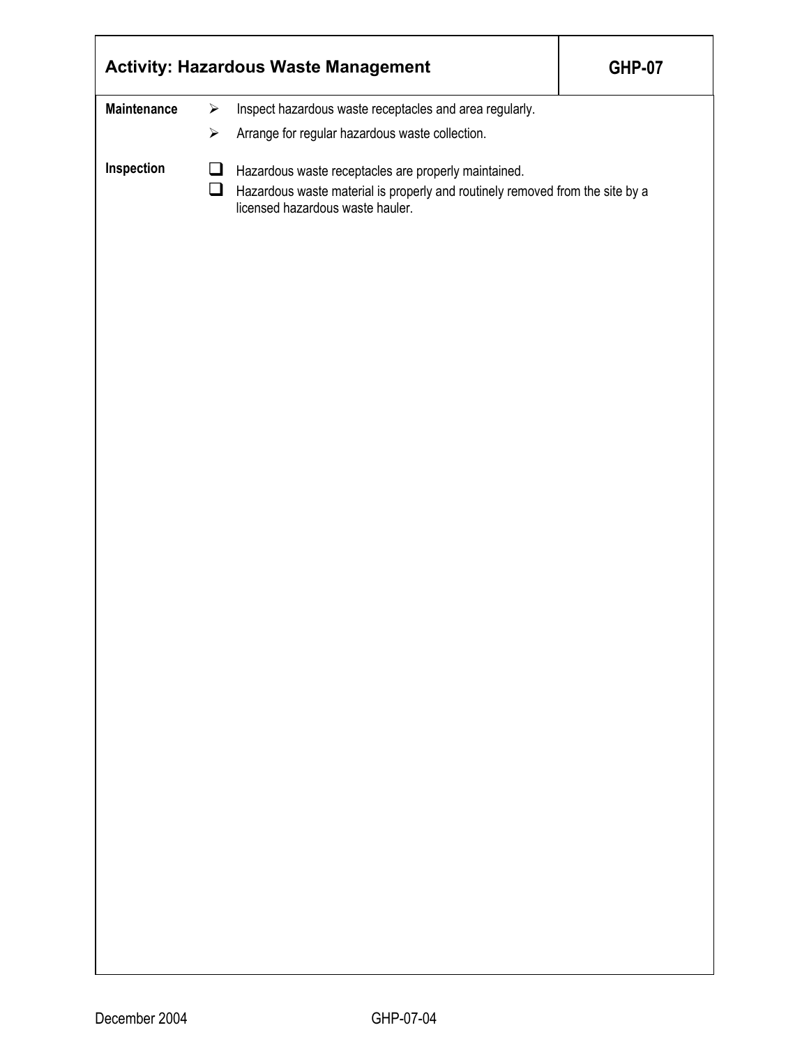## Activity: Hazardous Waste Management | GHP-07

**Maintenance**

- Inspect hazardous waste receptacles and area regularly.
- Arrange for regular hazardous waste collection.

**Inspection**

- ☐ Hazardous waste receptacles are properly maintained.
- ☐ Hazardous waste material is properly and routinely removed from the site by a licensed hazardous waste hauler.